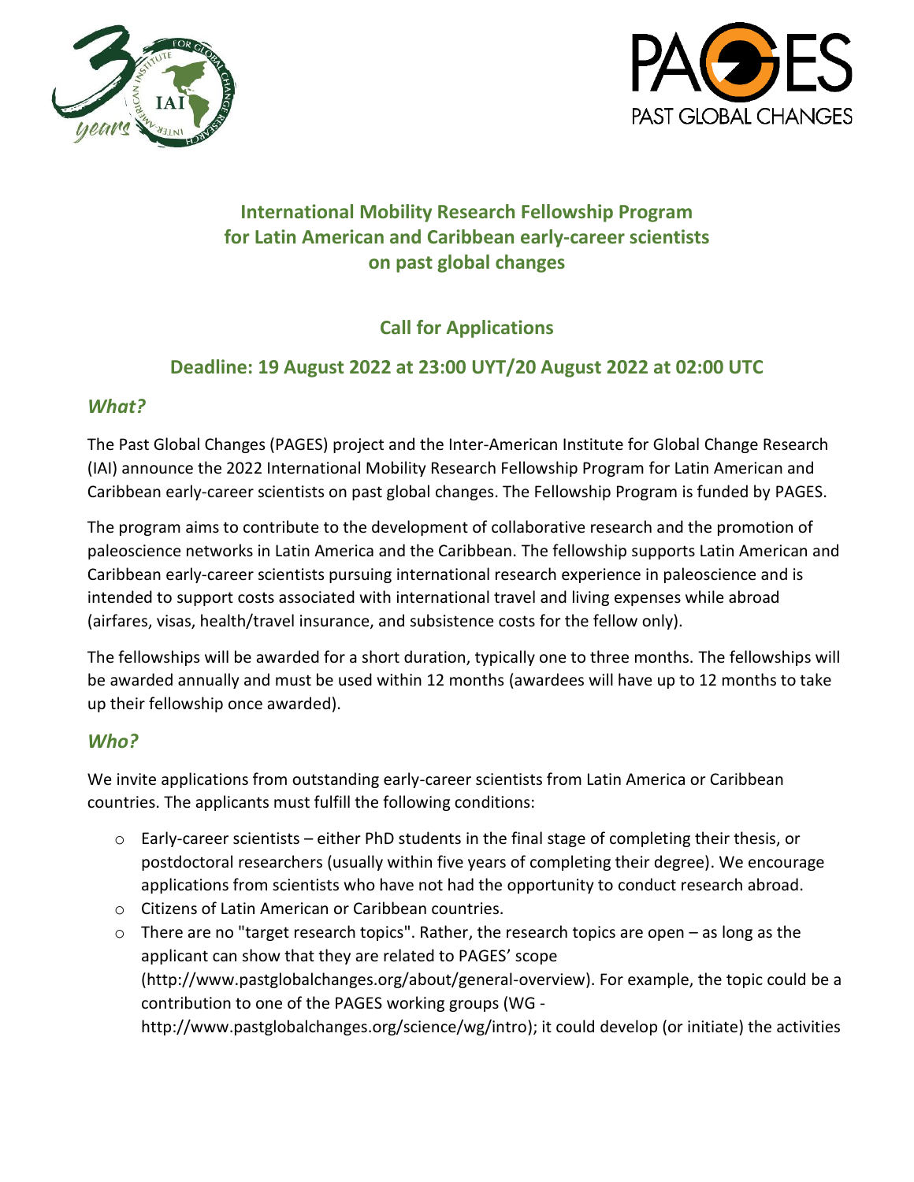# International Mobility Research Fellowship Program for Latin American and Caribbean early-career scientists on past global changes

## Call for Applications

## Deadline: 19 August 2022 at 23:00 UYT/20 August 2022 at 02:00 UTC

### *What?*

The Past Global Changes (PAGES) project and the Inter-American Institute for Global Change Research (IAI) announce the 2022 International Mobility Research Fellowship Program for Latin American and Caribbean early-career scientists on past global changes. The Fellowship Program is funded by PAGES.

The program aims to contribute to the development of collaborative research and the promotion of paleoscience networks in Latin America and the Caribbean. The fellowship supports Latin American and Caribbean early-career scientists pursuing international research experience in paleoscience and is intended to support costs associated with international travel and living expenses while abroad (airfares, visas, health/travel insurance, and subsistence costs for the fellow only).

The fellowships will be awarded for a short duration, typically one to three months. The fellowships will be awarded annually and must be used within 12 months (awardees will have up to 12 months to take up their fellowship once awarded).

### *Who?*

We invite applications from outstanding early-career scientists from Latin America or Caribbean countries. The applicants must fulfill the following conditions:

- Early-career scientists – either PhD students in the final stage of completing their thesis, or postdoctoral researchers (usually within five years of completing their degree). We encourage applications from scientists who have not had the opportunity to conduct research abroad.
- Citizens of Latin American or Caribbean countries.
- There are no "target research topics". Rather, the research topics are open – as long as the applicant can show that they are related to PAGES' scope (http://www.pastglobalchanges.org/about/general-overview). For example, the topic could be a contribution to one of the PAGES working groups (WG - http://www.pastglobalchanges.org/science/wg/intro); it could develop (or initiate) the activities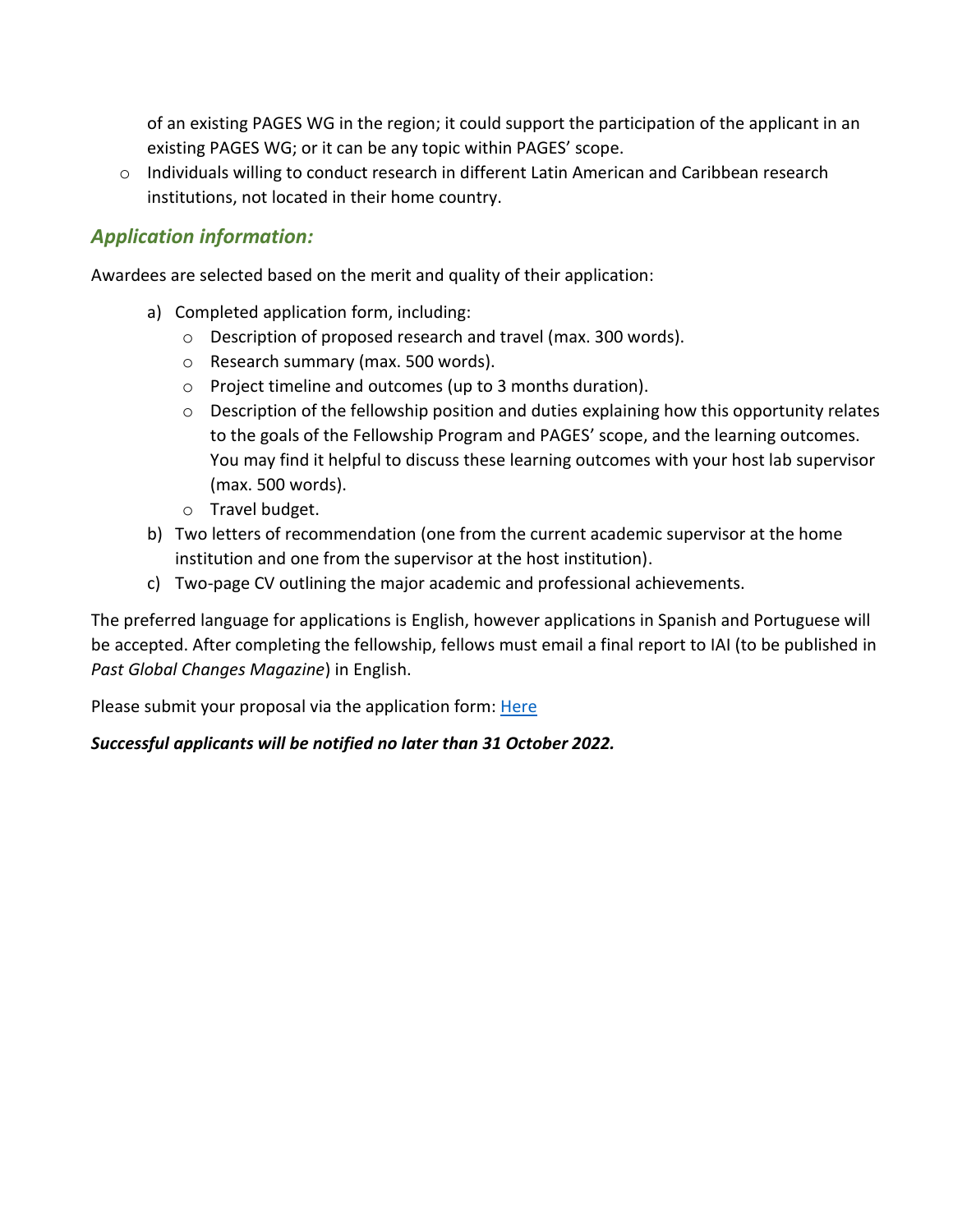of an existing PAGES WG in the region; it could support the participation of the applicant in an existing PAGES WG; or it can be any topic within PAGES' scope.

- Individuals willing to conduct research in different Latin American and Caribbean research institutions, not located in their home country.

## *Application information:*

Awardees are selected based on the merit and quality of their application:

a) Completed application form, including:
   - Description of proposed research and travel (max. 300 words).
   - Research summary (max. 500 words).
   - Project timeline and outcomes (up to 3 months duration).
   - Description of the fellowship position and duties explaining how this opportunity relates to the goals of the Fellowship Program and PAGES' scope, and the learning outcomes. You may find it helpful to discuss these learning outcomes with your host lab supervisor (max. 500 words).
   - Travel budget.

b) Two letters of recommendation (one from the current academic supervisor at the home institution and one from the supervisor at the host institution).

c) Two-page CV outlining the major academic and professional achievements.

The preferred language for applications is English, however applications in Spanish and Portuguese will be accepted. After completing the fellowship, fellows must email a final report to IAI (to be published in *Past Global Changes Magazine*) in English.

Please submit your proposal via the application form: Here

***Successful applicants will be notified no later than 31 October 2022.***